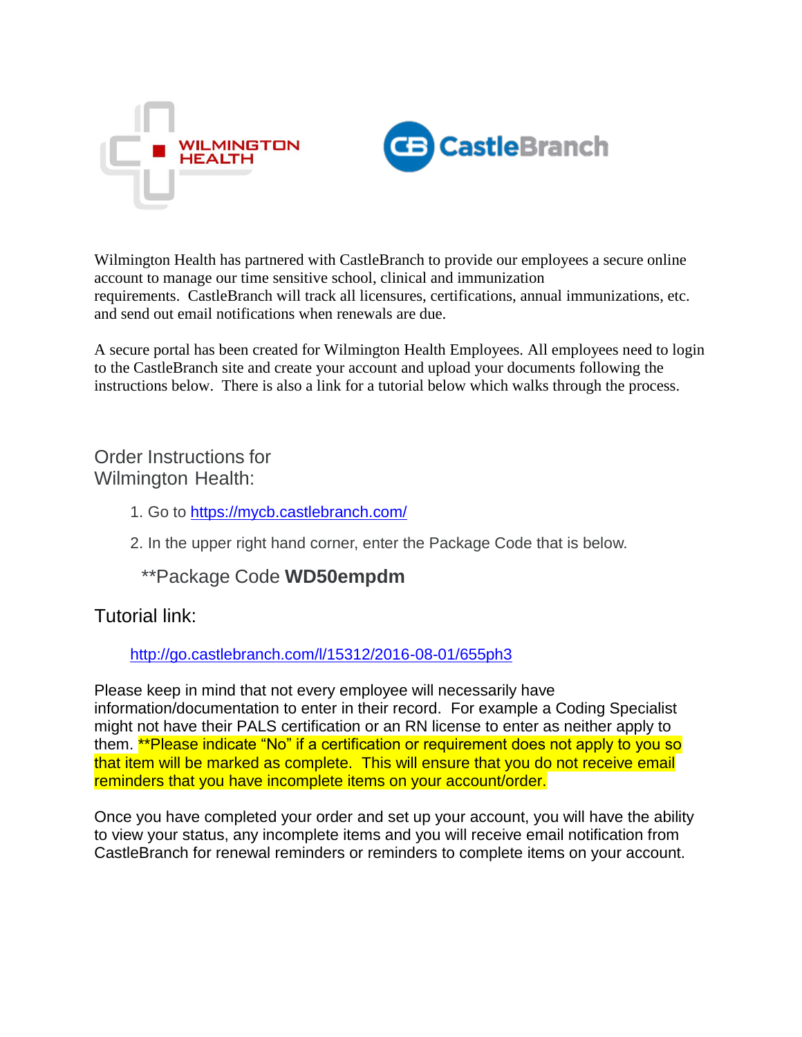Wilmington Health has partnered with CastleBranch to provide our employees a secure online account to manage our time sensitive school, clinical and immunization requirements. CastleBranch will track all licensures, certifications, annual immunizations, etc. and send out email notifications when renewals are due.

A secure portal has been created for Wilmington Health Employees. All employees need to login to the CastleBranch site and create your account and upload your documents following the instructions below. There is also a link for a tutorial below which walks through the process.

## Order Instructions for Wilmington Health:

1. Go to https://mycb.castlebranch.com/
2. In the upper right hand corner, enter the Package Code that is below.

**Package Code **WD50empdm**

## Tutorial link:

http://go.castlebranch.com/l/15312/2016-08-01/655ph3

Please keep in mind that not every employee will necessarily have information/documentation to enter in their record. For example a Coding Specialist might not have their PALS certification or an RN license to enter as neither apply to them. **Please indicate "No" if a certification or requirement does not apply to you so that item will be marked as complete. This will ensure that you do not receive email reminders that you have incomplete items on your account/order.

Once you have completed your order and set up your account, you will have the ability to view your status, any incomplete items and you will receive email notification from CastleBranch for renewal reminders or reminders to complete items on your account.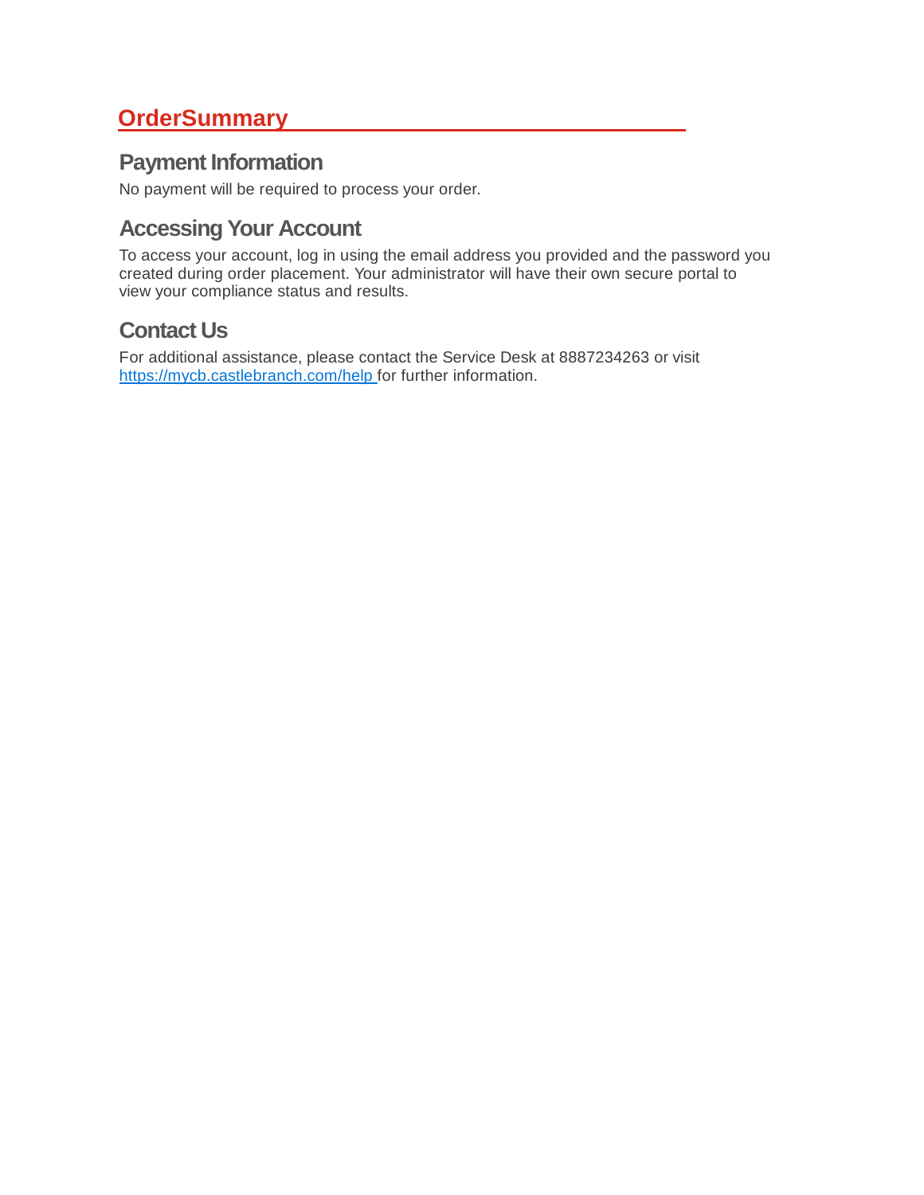## OrderSummary

### Payment Information

No payment will be required to process your order.

### Accessing Your Account

To access your account, log in using the email address you provided and the password you created during order placement. Your administrator will have their own secure portal to view your compliance status and results.

### Contact Us

For additional assistance, please contact the Service Desk at 8887234263 or visit https://mycb.castlebranch.com/help for further information.